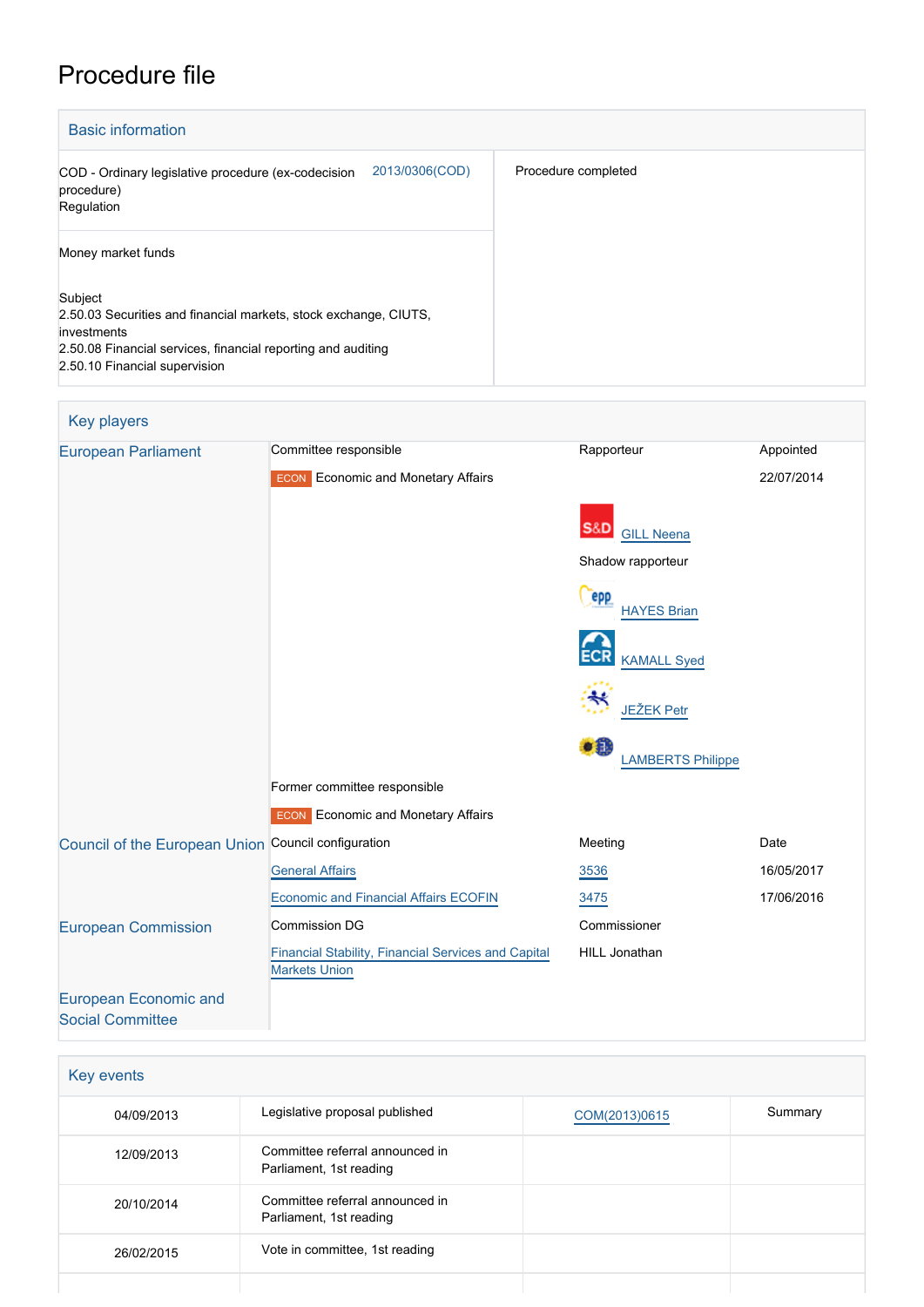# Procedure file

## Basic information

| | | |
|---|---|---|
| COD - Ordinary legislative procedure (ex-codecision procedure)<br>Regulation | 2013/0306(COD) | Procedure completed |
| Money market funds<br><br>Subject<br>2.50.03 Securities and financial markets, stock exchange, CIUTS, investments<br>2.50.08 Financial services, financial reporting and auditing<br>2.50.10 Financial supervision | | |

## Key players

| | | | |
|---|---|---|---|
| European Parliament | Committee responsible | Rapporteur | Appointed |
| | ECON Economic and Monetary Affairs | | 22/07/2014 |
| | | S&D GILL Neena | |
| | | Shadow rapporteur | |
| | | EPP HAYES Brian | |
| | | ECR KAMALL Syed | |
| | | JEŽEK Petr | |
| | | LAMBERTS Philippe | |
| | Former committee responsible | | |
| | ECON Economic and Monetary Affairs | | |
| Council of the European Union | Council configuration | Meeting | Date |
| | General Affairs | 3536 | 16/05/2017 |
| | Economic and Financial Affairs ECOFIN | 3475 | 17/06/2016 |
| European Commission | Commission DG | Commissioner | |
| | Financial Stability, Financial Services and Capital Markets Union | HILL Jonathan | |
| European Economic and Social Committee | | | |

## Key events

| | | | |
|---|---|---|---|
| 04/09/2013 | Legislative proposal published | COM(2013)0615 | Summary |
| 12/09/2013 | Committee referral announced in Parliament, 1st reading | | |
| 20/10/2014 | Committee referral announced in Parliament, 1st reading | | |
| 26/02/2015 | Vote in committee, 1st reading | | |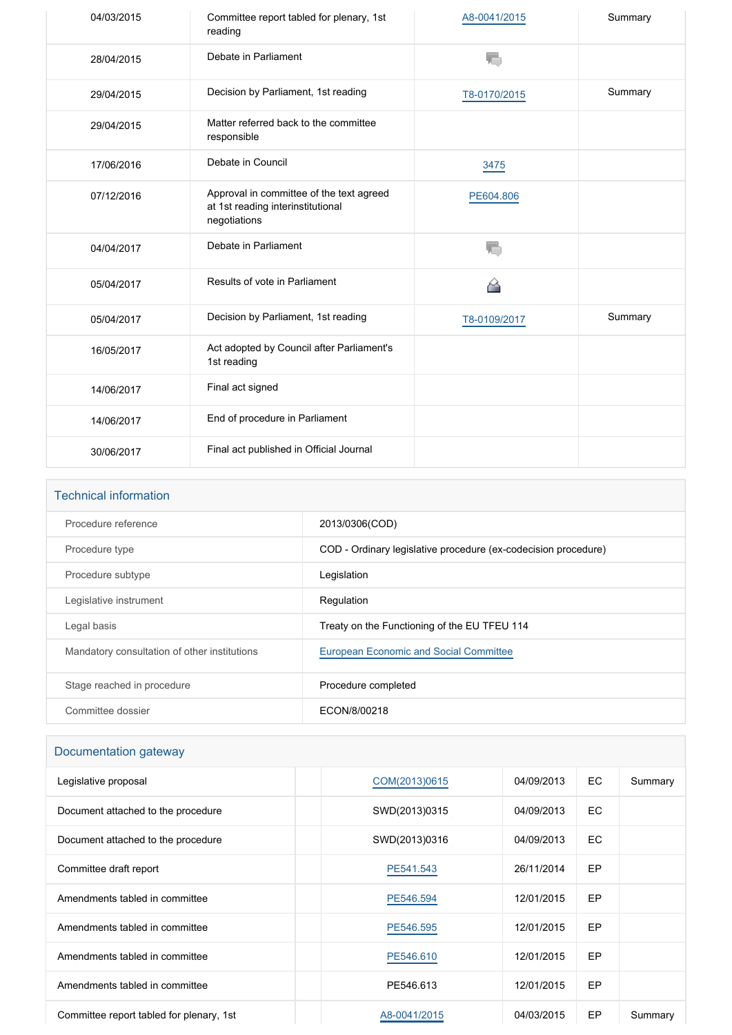| | | | |
|---|---|---|---|
| 04/03/2015 | Committee report tabled for plenary, 1st reading | A8-0041/2015 | Summary |
| 28/04/2015 | Debate in Parliament | | |
| 29/04/2015 | Decision by Parliament, 1st reading | T8-0170/2015 | Summary |
| 29/04/2015 | Matter referred back to the committee responsible | | |
| 17/06/2016 | Debate in Council | 3475 | |
| 07/12/2016 | Approval in committee of the text agreed at 1st reading interinstitutional negotiations | PE604.806 | |
| 04/04/2017 | Debate in Parliament | | |
| 05/04/2017 | Results of vote in Parliament | | |
| 05/04/2017 | Decision by Parliament, 1st reading | T8-0109/2017 | Summary |
| 16/05/2017 | Act adopted by Council after Parliament's 1st reading | | |
| 14/06/2017 | Final act signed | | |
| 14/06/2017 | End of procedure in Parliament | | |
| 30/06/2017 | Final act published in Official Journal | | |

## Technical information

| | |
|---|---|
| Procedure reference | 2013/0306(COD) |
| Procedure type | COD - Ordinary legislative procedure (ex-codecision procedure) |
| Procedure subtype | Legislation |
| Legislative instrument | Regulation |
| Legal basis | Treaty on the Functioning of the EU TFEU 114 |
| Mandatory consultation of other institutions | European Economic and Social Committee |
| Stage reached in procedure | Procedure completed |
| Committee dossier | ECON/8/00218 |

## Documentation gateway

| | | | | | |
|---|---|---|---|---|---|
| Legislative proposal | | COM(2013)0615 | 04/09/2013 | EC | Summary |
| Document attached to the procedure | | SWD(2013)0315 | 04/09/2013 | EC | |
| Document attached to the procedure | | SWD(2013)0316 | 04/09/2013 | EC | |
| Committee draft report | | PE541.543 | 26/11/2014 | EP | |
| Amendments tabled in committee | | PE546.594 | 12/01/2015 | EP | |
| Amendments tabled in committee | | PE546.595 | 12/01/2015 | EP | |
| Amendments tabled in committee | | PE546.610 | 12/01/2015 | EP | |
| Amendments tabled in committee | | PE546.613 | 12/01/2015 | EP | |
| Committee report tabled for plenary, 1st | | A8-0041/2015 | 04/03/2015 | EP | Summary |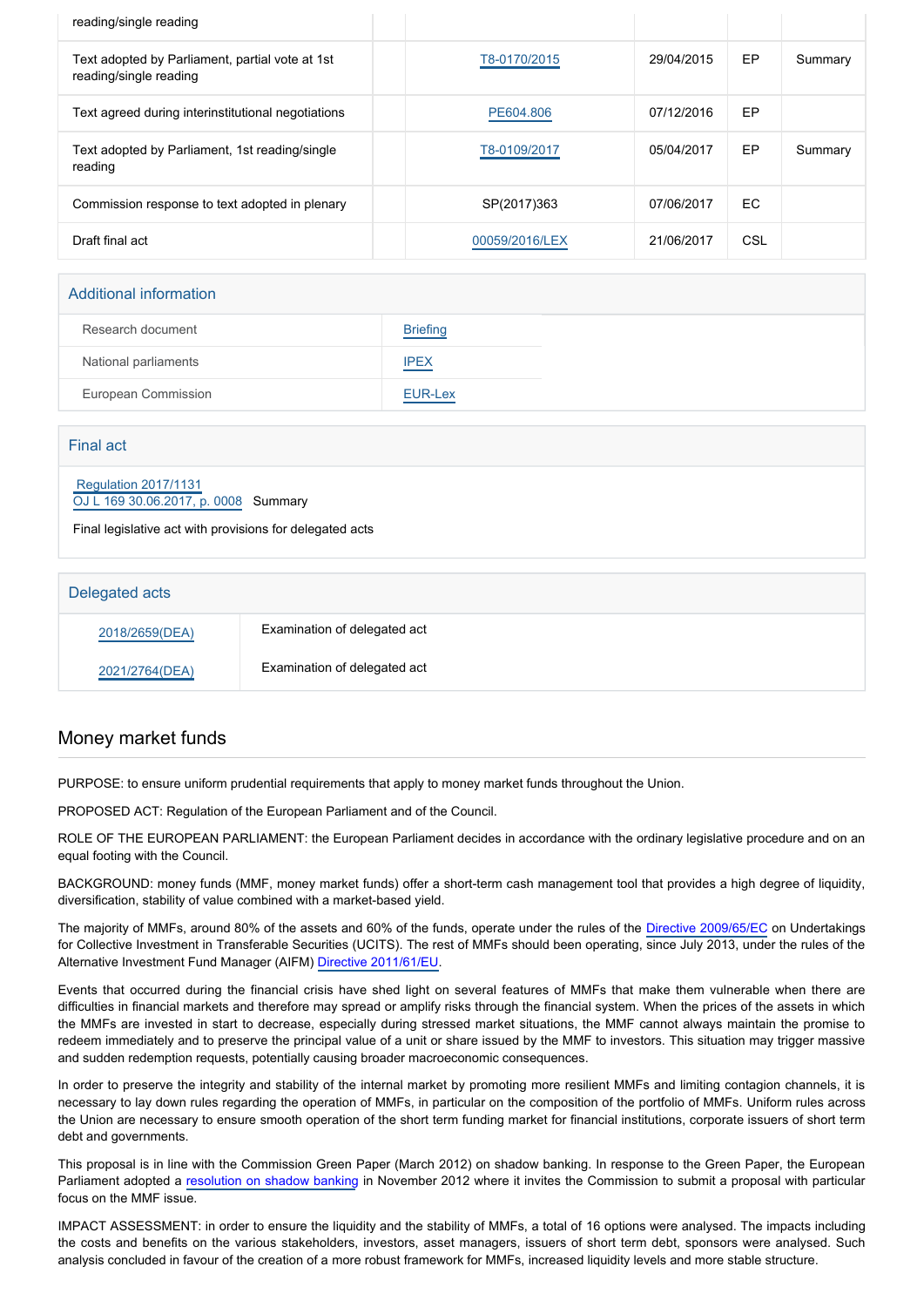| | | | | |
|---|---|---|---|---|
| reading/single reading | | | | |
| Text adopted by Parliament, partial vote at 1st reading/single reading | T8-0170/2015 | 29/04/2015 | EP | Summary |
| Text agreed during interinstitutional negotiations | PE604.806 | 07/12/2016 | EP | |
| Text adopted by Parliament, 1st reading/single reading | T8-0109/2017 | 05/04/2017 | EP | Summary |
| Commission response to text adopted in plenary | SP(2017)363 | 07/06/2017 | EC | |
| Draft final act | 00059/2016/LEX | 21/06/2017 | CSL | |

## Additional information

| | |
|---|---|
| Research document | Briefing |
| National parliaments | IPEX |
| European Commission | EUR-Lex |

## Final act

Regulation 2017/1131
OJ L 169 30.06.2017, p. 0008 Summary

Final legislative act with provisions for delegated acts

## Delegated acts

| | |
|---|---|
| 2018/2659(DEA) | Examination of delegated act |
| 2021/2764(DEA) | Examination of delegated act |

## Money market funds

PURPOSE: to ensure uniform prudential requirements that apply to money market funds throughout the Union.

PROPOSED ACT: Regulation of the European Parliament and of the Council.

ROLE OF THE EUROPEAN PARLIAMENT: the European Parliament decides in accordance with the ordinary legislative procedure and on an equal footing with the Council.

BACKGROUND: money funds (MMF, money market funds) offer a short-term cash management tool that provides a high degree of liquidity, diversification, stability of value combined with a market-based yield.

The majority of MMFs, around 80% of the assets and 60% of the funds, operate under the rules of the Directive 2009/65/EC on Undertakings for Collective Investment in Transferable Securities (UCITS). The rest of MMFs should been operating, since July 2013, under the rules of the Alternative Investment Fund Manager (AIFM) Directive 2011/61/EU.

Events that occurred during the financial crisis have shed light on several features of MMFs that make them vulnerable when there are difficulties in financial markets and therefore may spread or amplify risks through the financial system. When the prices of the assets in which the MMFs are invested in start to decrease, especially during stressed market situations, the MMF cannot always maintain the promise to redeem immediately and to preserve the principal value of a unit or share issued by the MMF to investors. This situation may trigger massive and sudden redemption requests, potentially causing broader macroeconomic consequences.

In order to preserve the integrity and stability of the internal market by promoting more resilient MMFs and limiting contagion channels, it is necessary to lay down rules regarding the operation of MMFs, in particular on the composition of the portfolio of MMFs. Uniform rules across the Union are necessary to ensure smooth operation of the short term funding market for financial institutions, corporate issuers of short term debt and governments.

This proposal is in line with the Commission Green Paper (March 2012) on shadow banking. In response to the Green Paper, the European Parliament adopted a resolution on shadow banking in November 2012 where it invites the Commission to submit a proposal with particular focus on the MMF issue.

IMPACT ASSESSMENT: in order to ensure the liquidity and the stability of MMFs, a total of 16 options were analysed. The impacts including the costs and benefits on the various stakeholders, investors, asset managers, issuers of short term debt, sponsors were analysed. Such analysis concluded in favour of the creation of a more robust framework for MMFs, increased liquidity levels and more stable structure.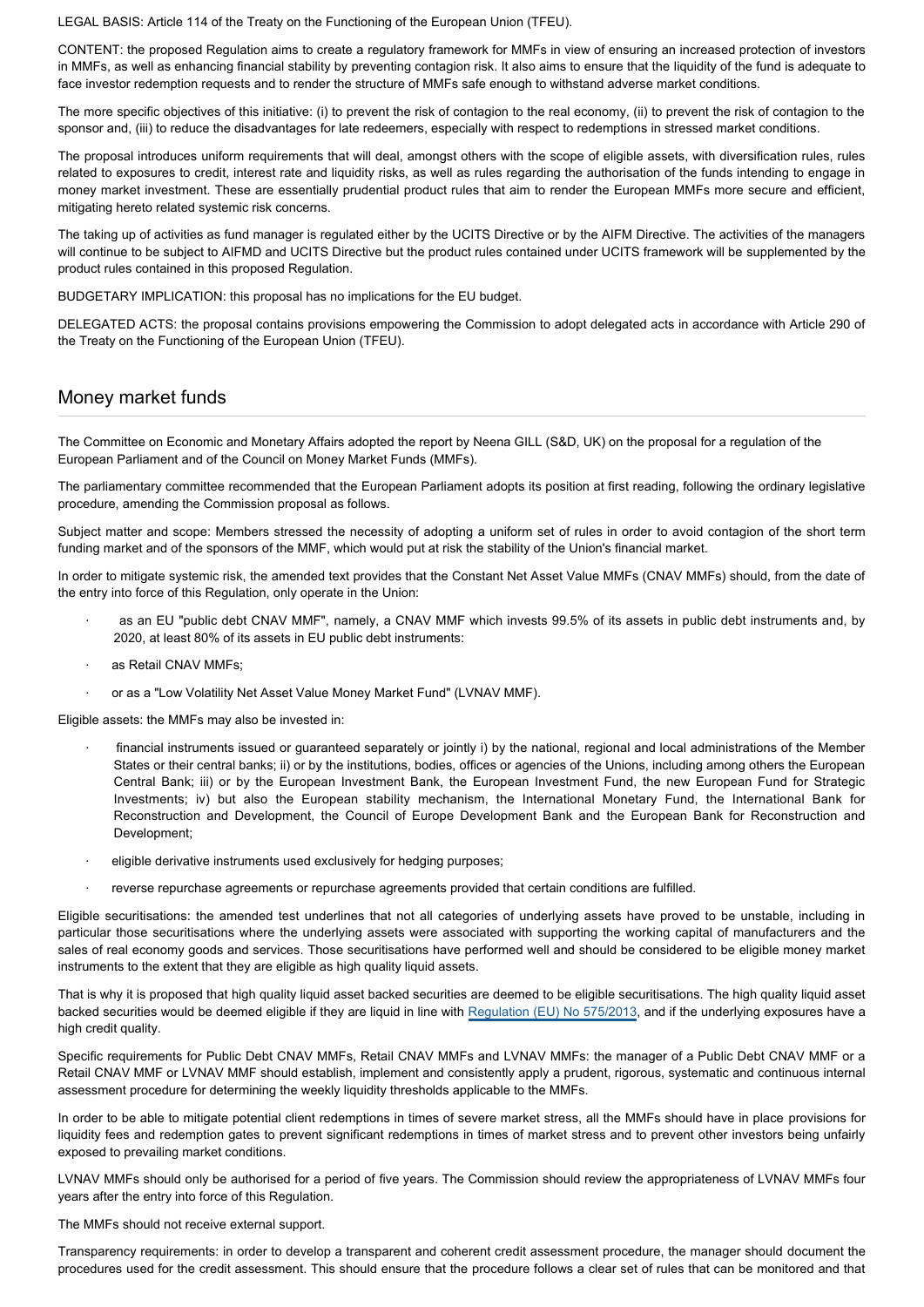LEGAL BASIS: Article 114 of the Treaty on the Functioning of the European Union (TFEU).

CONTENT: the proposed Regulation aims to create a regulatory framework for MMFs in view of ensuring an increased protection of investors in MMFs, as well as enhancing financial stability by preventing contagion risk. It also aims to ensure that the liquidity of the fund is adequate to face investor redemption requests and to render the structure of MMFs safe enough to withstand adverse market conditions.

The more specific objectives of this initiative: (i) to prevent the risk of contagion to the real economy, (ii) to prevent the risk of contagion to the sponsor and, (iii) to reduce the disadvantages for late redeemers, especially with respect to redemptions in stressed market conditions.

The proposal introduces uniform requirements that will deal, amongst others with the scope of eligible assets, with diversification rules, rules related to exposures to credit, interest rate and liquidity risks, as well as rules regarding the authorisation of the funds intending to engage in money market investment. These are essentially prudential product rules that aim to render the European MMFs more secure and efficient, mitigating hereto related systemic risk concerns.

The taking up of activities as fund manager is regulated either by the UCITS Directive or by the AIFM Directive. The activities of the managers will continue to be subject to AIFMD and UCITS Directive but the product rules contained under UCITS framework will be supplemented by the product rules contained in this proposed Regulation.

BUDGETARY IMPLICATION: this proposal has no implications for the EU budget.

DELEGATED ACTS: the proposal contains provisions empowering the Commission to adopt delegated acts in accordance with Article 290 of the Treaty on the Functioning of the European Union (TFEU).

## Money market funds

The Committee on Economic and Monetary Affairs adopted the report by Neena GILL (S&D, UK) on the proposal for a regulation of the European Parliament and of the Council on Money Market Funds (MMFs).

The parliamentary committee recommended that the European Parliament adopts its position at first reading, following the ordinary legislative procedure, amending the Commission proposal as follows.

Subject matter and scope: Members stressed the necessity of adopting a uniform set of rules in order to avoid contagion of the short term funding market and of the sponsors of the MMF, which would put at risk the stability of the Union's financial market.

In order to mitigate systemic risk, the amended text provides that the Constant Net Asset Value MMFs (CNAV MMFs) should, from the date of the entry into force of this Regulation, only operate in the Union:

- as an EU "public debt CNAV MMF", namely, a CNAV MMF which invests 99.5% of its assets in public debt instruments and, by 2020, at least 80% of its assets in EU public debt instruments:
- as Retail CNAV MMFs;
- or as a "Low Volatility Net Asset Value Money Market Fund" (LVNAV MMF).

Eligible assets: the MMFs may also be invested in:

- financial instruments issued or guaranteed separately or jointly i) by the national, regional and local administrations of the Member States or their central banks; ii) or by the institutions, bodies, offices or agencies of the Unions, including among others the European Central Bank; iii) or by the European Investment Bank, the European Investment Fund, the new European Fund for Strategic Investments; iv) but also the European stability mechanism, the International Monetary Fund, the International Bank for Reconstruction and Development, the Council of Europe Development Bank and the European Bank for Reconstruction and Development;
- eligible derivative instruments used exclusively for hedging purposes;
- reverse repurchase agreements or repurchase agreements provided that certain conditions are fulfilled.

Eligible securitisations: the amended test underlines that not all categories of underlying assets have proved to be unstable, including in particular those securitisations where the underlying assets were associated with supporting the working capital of manufacturers and the sales of real economy goods and services. Those securitisations have performed well and should be considered to be eligible money market instruments to the extent that they are eligible as high quality liquid assets.

That is why it is proposed that high quality liquid asset backed securities are deemed to be eligible securitisations. The high quality liquid asset backed securities would be deemed eligible if they are liquid in line with Regulation (EU) No 575/2013, and if the underlying exposures have a high credit quality.

Specific requirements for Public Debt CNAV MMFs, Retail CNAV MMFs and LVNAV MMFs: the manager of a Public Debt CNAV MMF or a Retail CNAV MMF or LVNAV MMF should establish, implement and consistently apply a prudent, rigorous, systematic and continuous internal assessment procedure for determining the weekly liquidity thresholds applicable to the MMFs.

In order to be able to mitigate potential client redemptions in times of severe market stress, all the MMFs should have in place provisions for liquidity fees and redemption gates to prevent significant redemptions in times of market stress and to prevent other investors being unfairly exposed to prevailing market conditions.

LVNAV MMFs should only be authorised for a period of five years. The Commission should review the appropriateness of LVNAV MMFs four years after the entry into force of this Regulation.

The MMFs should not receive external support.

Transparency requirements: in order to develop a transparent and coherent credit assessment procedure, the manager should document the procedures used for the credit assessment. This should ensure that the procedure follows a clear set of rules that can be monitored and that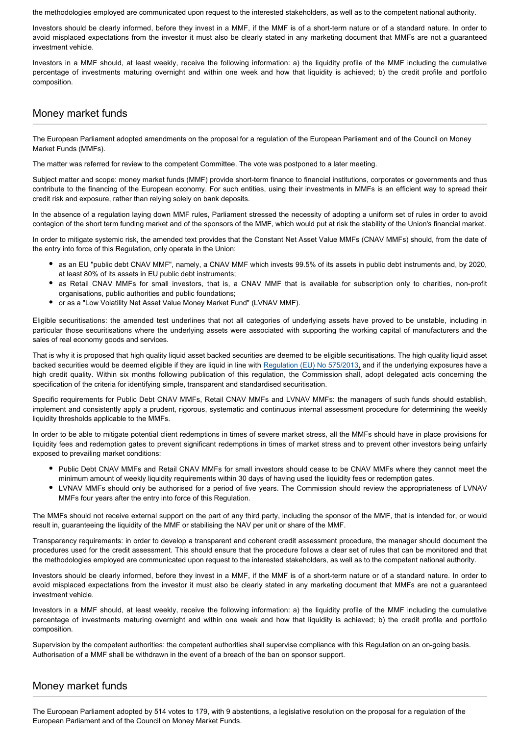the methodologies employed are communicated upon request to the interested stakeholders, as well as to the competent national authority.

Investors should be clearly informed, before they invest in a MMF, if the MMF is of a short-term nature or of a standard nature. In order to avoid misplaced expectations from the investor it must also be clearly stated in any marketing document that MMFs are not a guaranteed investment vehicle.

Investors in a MMF should, at least weekly, receive the following information: a) the liquidity profile of the MMF including the cumulative percentage of investments maturing overnight and within one week and how that liquidity is achieved; b) the credit profile and portfolio composition.

## Money market funds

The European Parliament adopted amendments on the proposal for a regulation of the European Parliament and of the Council on Money Market Funds (MMFs).

The matter was referred for review to the competent Committee. The vote was postponed to a later meeting.

Subject matter and scope: money market funds (MMF) provide short-term finance to financial institutions, corporates or governments and thus contribute to the financing of the European economy. For such entities, using their investments in MMFs is an efficient way to spread their credit risk and exposure, rather than relying solely on bank deposits.

In the absence of a regulation laying down MMF rules, Parliament stressed the necessity of adopting a uniform set of rules in order to avoid contagion of the short term funding market and of the sponsors of the MMF, which would put at risk the stability of the Union's financial market.

In order to mitigate systemic risk, the amended text provides that the Constant Net Asset Value MMFs (CNAV MMFs) should, from the date of the entry into force of this Regulation, only operate in the Union:

- as an EU "public debt CNAV MMF", namely, a CNAV MMF which invests 99.5% of its assets in public debt instruments and, by 2020, at least 80% of its assets in EU public debt instruments;
- as Retail CNAV MMFs for small investors, that is, a CNAV MMF that is available for subscription only to charities, non-profit organisations, public authorities and public foundations;
- or as a "Low Volatility Net Asset Value Money Market Fund" (LVNAV MMF).

Eligible securitisations: the amended test underlines that not all categories of underlying assets have proved to be unstable, including in particular those securitisations where the underlying assets were associated with supporting the working capital of manufacturers and the sales of real economy goods and services.

That is why it is proposed that high quality liquid asset backed securities are deemed to be eligible securitisations. The high quality liquid asset backed securities would be deemed eligible if they are liquid in line with Regulation (EU) No 575/2013, and if the underlying exposures have a high credit quality. Within six months following publication of this regulation, the Commission shall, adopt delegated acts concerning the specification of the criteria for identifying simple, transparent and standardised securitisation.

Specific requirements for Public Debt CNAV MMFs, Retail CNAV MMFs and LVNAV MMFs: the managers of such funds should establish, implement and consistently apply a prudent, rigorous, systematic and continuous internal assessment procedure for determining the weekly liquidity thresholds applicable to the MMFs.

In order to be able to mitigate potential client redemptions in times of severe market stress, all the MMFs should have in place provisions for liquidity fees and redemption gates to prevent significant redemptions in times of market stress and to prevent other investors being unfairly exposed to prevailing market conditions:

- Public Debt CNAV MMFs and Retail CNAV MMFs for small investors should cease to be CNAV MMFs where they cannot meet the minimum amount of weekly liquidity requirements within 30 days of having used the liquidity fees or redemption gates.
- LVNAV MMFs should only be authorised for a period of five years. The Commission should review the appropriateness of LVNAV MMFs four years after the entry into force of this Regulation.

The MMFs should not receive external support on the part of any third party, including the sponsor of the MMF, that is intended for, or would result in, guaranteeing the liquidity of the MMF or stabilising the NAV per unit or share of the MMF.

Transparency requirements: in order to develop a transparent and coherent credit assessment procedure, the manager should document the procedures used for the credit assessment. This should ensure that the procedure follows a clear set of rules that can be monitored and that the methodologies employed are communicated upon request to the interested stakeholders, as well as to the competent national authority.

Investors should be clearly informed, before they invest in a MMF, if the MMF is of a short-term nature or of a standard nature. In order to avoid misplaced expectations from the investor it must also be clearly stated in any marketing document that MMFs are not a guaranteed investment vehicle.

Investors in a MMF should, at least weekly, receive the following information: a) the liquidity profile of the MMF including the cumulative percentage of investments maturing overnight and within one week and how that liquidity is achieved; b) the credit profile and portfolio composition.

Supervision by the competent authorities: the competent authorities shall supervise compliance with this Regulation on an on-going basis. Authorisation of a MMF shall be withdrawn in the event of a breach of the ban on sponsor support.

## Money market funds

The European Parliament adopted by 514 votes to 179, with 9 abstentions, a legislative resolution on the proposal for a regulation of the European Parliament and of the Council on Money Market Funds.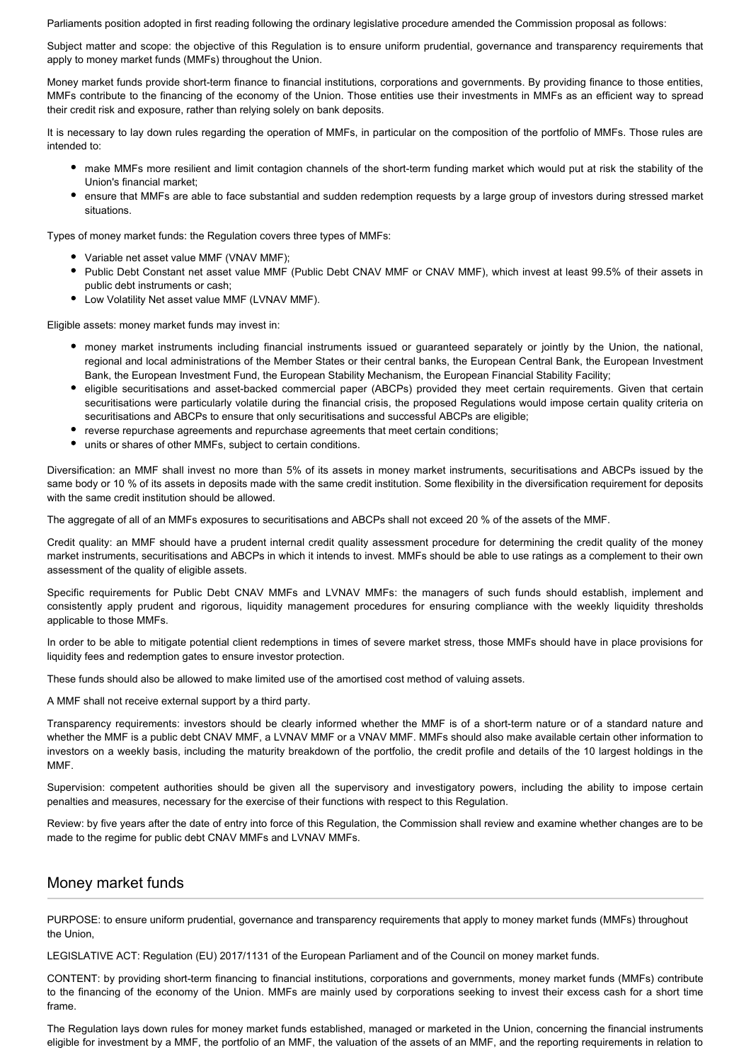Parliaments position adopted in first reading following the ordinary legislative procedure amended the Commission proposal as follows:

Subject matter and scope: the objective of this Regulation is to ensure uniform prudential, governance and transparency requirements that apply to money market funds (MMFs) throughout the Union.

Money market funds provide short-term finance to financial institutions, corporations and governments. By providing finance to those entities, MMFs contribute to the financing of the economy of the Union. Those entities use their investments in MMFs as an efficient way to spread their credit risk and exposure, rather than relying solely on bank deposits.

It is necessary to lay down rules regarding the operation of MMFs, in particular on the composition of the portfolio of MMFs. Those rules are intended to:

- make MMFs more resilient and limit contagion channels of the short-term funding market which would put at risk the stability of the Union's financial market;
- ensure that MMFs are able to face substantial and sudden redemption requests by a large group of investors during stressed market situations.

Types of money market funds: the Regulation covers three types of MMFs:

- Variable net asset value MMF (VNAV MMF);
- Public Debt Constant net asset value MMF (Public Debt CNAV MMF or CNAV MMF), which invest at least 99.5% of their assets in public debt instruments or cash;
- Low Volatility Net asset value MMF (LVNAV MMF).

Eligible assets: money market funds may invest in:

- money market instruments including financial instruments issued or guaranteed separately or jointly by the Union, the national, regional and local administrations of the Member States or their central banks, the European Central Bank, the European Investment Bank, the European Investment Fund, the European Stability Mechanism, the European Financial Stability Facility;
- eligible securitisations and asset-backed commercial paper (ABCPs) provided they meet certain requirements. Given that certain securitisations were particularly volatile during the financial crisis, the proposed Regulations would impose certain quality criteria on securitisations and ABCPs to ensure that only securitisations and successful ABCPs are eligible;
- reverse repurchase agreements and repurchase agreements that meet certain conditions;
- units or shares of other MMFs, subject to certain conditions.

Diversification: an MMF shall invest no more than 5% of its assets in money market instruments, securitisations and ABCPs issued by the same body or 10 % of its assets in deposits made with the same credit institution. Some flexibility in the diversification requirement for deposits with the same credit institution should be allowed.

The aggregate of all of an MMFs exposures to securitisations and ABCPs shall not exceed 20 % of the assets of the MMF.

Credit quality: an MMF should have a prudent internal credit quality assessment procedure for determining the credit quality of the money market instruments, securitisations and ABCPs in which it intends to invest. MMFs should be able to use ratings as a complement to their own assessment of the quality of eligible assets.

Specific requirements for Public Debt CNAV MMFs and LVNAV MMFs: the managers of such funds should establish, implement and consistently apply prudent and rigorous, liquidity management procedures for ensuring compliance with the weekly liquidity thresholds applicable to those MMFs.

In order to be able to mitigate potential client redemptions in times of severe market stress, those MMFs should have in place provisions for liquidity fees and redemption gates to ensure investor protection.

These funds should also be allowed to make limited use of the amortised cost method of valuing assets.

A MMF shall not receive external support by a third party.

Transparency requirements: investors should be clearly informed whether the MMF is of a short-term nature or of a standard nature and whether the MMF is a public debt CNAV MMF, a LVNAV MMF or a VNAV MMF. MMFs should also make available certain other information to investors on a weekly basis, including the maturity breakdown of the portfolio, the credit profile and details of the 10 largest holdings in the MMF.

Supervision: competent authorities should be given all the supervisory and investigatory powers, including the ability to impose certain penalties and measures, necessary for the exercise of their functions with respect to this Regulation.

Review: by five years after the date of entry into force of this Regulation, the Commission shall review and examine whether changes are to be made to the regime for public debt CNAV MMFs and LVNAV MMFs.

## Money market funds

PURPOSE: to ensure uniform prudential, governance and transparency requirements that apply to money market funds (MMFs) throughout the Union,

LEGISLATIVE ACT: Regulation (EU) 2017/1131 of the European Parliament and of the Council on money market funds.

CONTENT: by providing short-term financing to financial institutions, corporations and governments, money market funds (MMFs) contribute to the financing of the economy of the Union. MMFs are mainly used by corporations seeking to invest their excess cash for a short time frame.

The Regulation lays down rules for money market funds established, managed or marketed in the Union, concerning the financial instruments eligible for investment by a MMF, the portfolio of an MMF, the valuation of the assets of an MMF, and the reporting requirements in relation to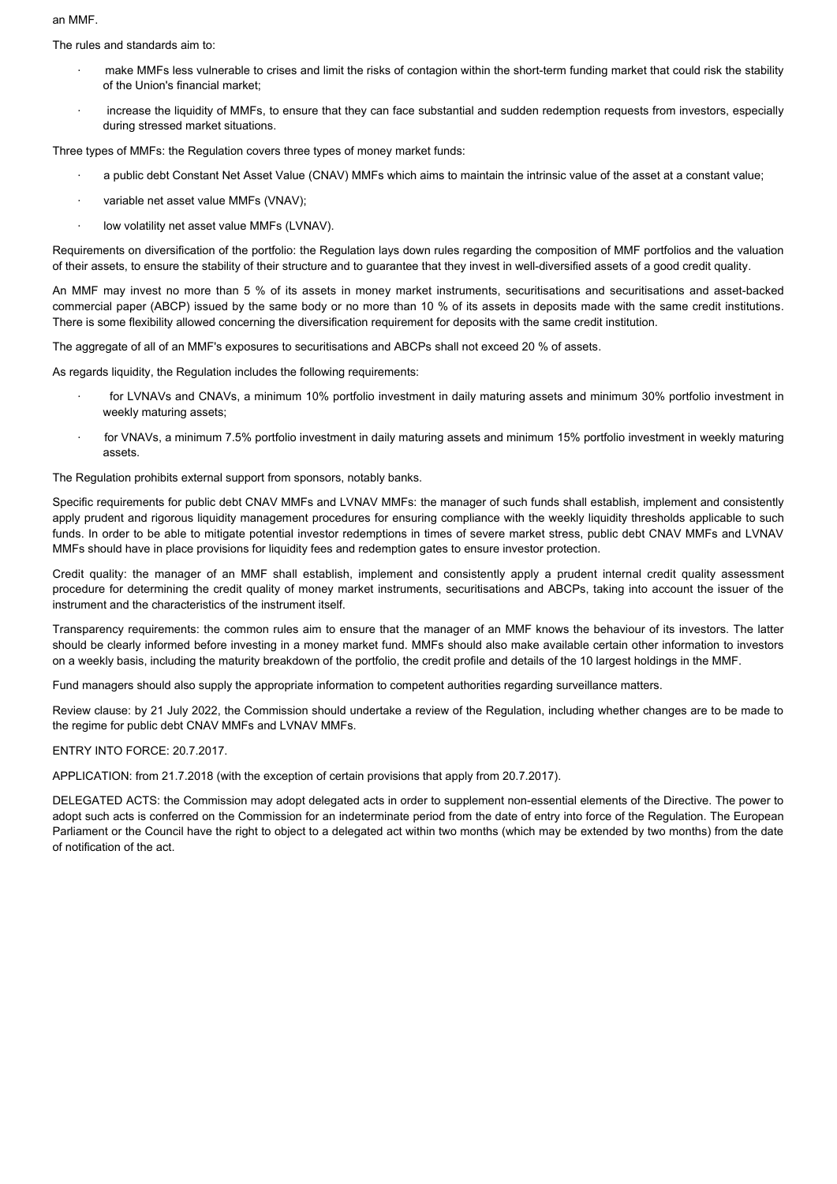an MMF.

The rules and standards aim to:

- make MMFs less vulnerable to crises and limit the risks of contagion within the short-term funding market that could risk the stability of the Union's financial market;
- increase the liquidity of MMFs, to ensure that they can face substantial and sudden redemption requests from investors, especially during stressed market situations.

Three types of MMFs: the Regulation covers three types of money market funds:

- a public debt Constant Net Asset Value (CNAV) MMFs which aims to maintain the intrinsic value of the asset at a constant value;
- variable net asset value MMFs (VNAV);
- low volatility net asset value MMFs (LVNAV).

Requirements on diversification of the portfolio: the Regulation lays down rules regarding the composition of MMF portfolios and the valuation of their assets, to ensure the stability of their structure and to guarantee that they invest in well-diversified assets of a good credit quality.

An MMF may invest no more than 5 % of its assets in money market instruments, securitisations and securitisations and asset-backed commercial paper (ABCP) issued by the same body or no more than 10 % of its assets in deposits made with the same credit institutions. There is some flexibility allowed concerning the diversification requirement for deposits with the same credit institution.

The aggregate of all of an MMF's exposures to securitisations and ABCPs shall not exceed 20 % of assets.

As regards liquidity, the Regulation includes the following requirements:

- for LVNAVs and CNAVs, a minimum 10% portfolio investment in daily maturing assets and minimum 30% portfolio investment in weekly maturing assets;
- for VNAVs, a minimum 7.5% portfolio investment in daily maturing assets and minimum 15% portfolio investment in weekly maturing assets.

The Regulation prohibits external support from sponsors, notably banks.

Specific requirements for public debt CNAV MMFs and LVNAV MMFs: the manager of such funds shall establish, implement and consistently apply prudent and rigorous liquidity management procedures for ensuring compliance with the weekly liquidity thresholds applicable to such funds. In order to be able to mitigate potential investor redemptions in times of severe market stress, public debt CNAV MMFs and LVNAV MMFs should have in place provisions for liquidity fees and redemption gates to ensure investor protection.

Credit quality: the manager of an MMF shall establish, implement and consistently apply a prudent internal credit quality assessment procedure for determining the credit quality of money market instruments, securitisations and ABCPs, taking into account the issuer of the instrument and the characteristics of the instrument itself.

Transparency requirements: the common rules aim to ensure that the manager of an MMF knows the behaviour of its investors. The latter should be clearly informed before investing in a money market fund. MMFs should also make available certain other information to investors on a weekly basis, including the maturity breakdown of the portfolio, the credit profile and details of the 10 largest holdings in the MMF.

Fund managers should also supply the appropriate information to competent authorities regarding surveillance matters.

Review clause: by 21 July 2022, the Commission should undertake a review of the Regulation, including whether changes are to be made to the regime for public debt CNAV MMFs and LVNAV MMFs.

ENTRY INTO FORCE: 20.7.2017.

APPLICATION: from 21.7.2018 (with the exception of certain provisions that apply from 20.7.2017).

DELEGATED ACTS: the Commission may adopt delegated acts in order to supplement non-essential elements of the Directive. The power to adopt such acts is conferred on the Commission for an indeterminate period from the date of entry into force of the Regulation. The European Parliament or the Council have the right to object to a delegated act within two months (which may be extended by two months) from the date of notification of the act.